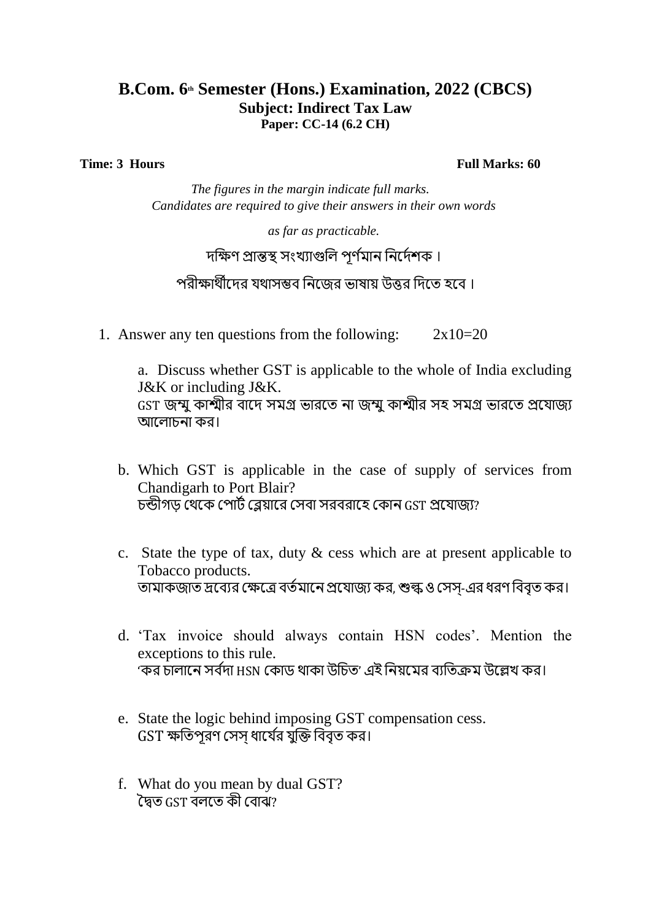## B.Com. 6th Semester (Hons.) Examination, 2022 (CBCS)

### Subject: Indirect Tax Law

**Paper: CC-14 (6.2 CH)**

**Time: 3 Hours** **Full Marks: 60**

*The figures in the margin indicate full marks.*
*Candidates are required to give their answers in their own words as far as practicable.*

দক্ষিণ প্রান্তস্থ সংখ্যাগুলি পূর্ণমান নির্দেশক।

পরীক্ষার্থীদের যথাসম্ভব নিজের ভাষায় উত্তর দিতে হবে।

1. Answer any ten questions from the following: 2x10=20

   a. Discuss whether GST is applicable to the whole of India excluding J&K or including J&K.
   GST জম্মু কাশ্মীর বাদে সমগ্র ভারতে না জম্মু কাশ্মীর সহ সমগ্র ভারতে প্রযোজ্য আলোচনা কর।

   b. Which GST is applicable in the case of supply of services from Chandigarh to Port Blair?
   চন্ডীগড় থেকে পোর্ট ব্লেয়ারে সেবা সরবরাহে কোন GST প্রযোজ্য?

   c. State the type of tax, duty & cess which are at present applicable to Tobacco products.
   তামাকজাত দ্রব্যের ক্ষেত্রে বর্তমানে প্রযোজ্য কর, শুল্ক ও সেস্-এর ধরণ বিবৃত কর।

   d. 'Tax invoice should always contain HSN codes'. Mention the exceptions to this rule.
   'কর চালানে সর্বদা HSN কোড থাকা উচিত' এই নিয়মের ব্যতিক্রম উল্লেখ কর।

   e. State the logic behind imposing GST compensation cess.
   GST ক্ষতিপূরণ সেস্ ধার্যের যুক্তি বিবৃত কর।

   f. What do you mean by dual GST?
   দ্বৈত GST বলতে কী বোঝ?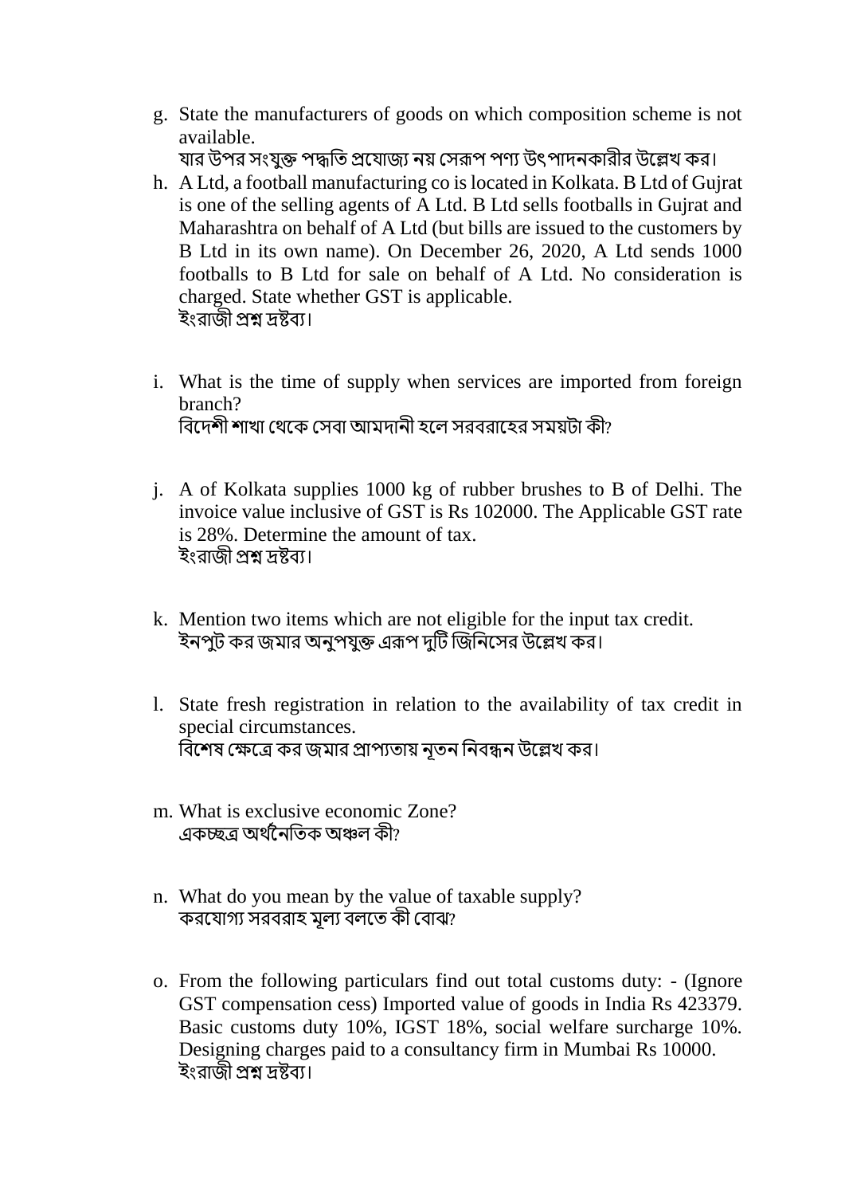g. State the manufacturers of goods on which composition scheme is not available.
যার উপর সংযুক্ত পদ্ধতি প্রযোজ্য নয় সেরূপ পণ্য উৎপাদনকারীর উল্লেখ কর।

h. A Ltd, a football manufacturing co is located in Kolkata. B Ltd of Gujrat is one of the selling agents of A Ltd. B Ltd sells footballs in Gujrat and Maharashtra on behalf of A Ltd (but bills are issued to the customers by B Ltd in its own name). On December 26, 2020, A Ltd sends 1000 footballs to B Ltd for sale on behalf of A Ltd. No consideration is charged. State whether GST is applicable.
ইংরাজী প্রশ্ন দ্রষ্টব্য।

i. What is the time of supply when services are imported from foreign branch?
বিদেশী শাখা থেকে সেবা আমদানী হলে সরবরাহের সময়টা কী?

j. A of Kolkata supplies 1000 kg of rubber brushes to B of Delhi. The invoice value inclusive of GST is Rs 102000. The Applicable GST rate is 28%. Determine the amount of tax.
ইংরাজী প্রশ্ন দ্রষ্টব্য।

k. Mention two items which are not eligible for the input tax credit.
ইনপুট কর জমার অনুপযুক্ত এরূপ দুটি জিনিসের উল্লেখ কর।

l. State fresh registration in relation to the availability of tax credit in special circumstances.
বিশেষ ক্ষেত্রে কর জমার প্রাপ্যতায় নূতন নিবন্ধন উল্লেখ কর।

m. What is exclusive economic Zone?
একচ্ছত্র অর্থনৈতিক অঞ্চল কী?

n. What do you mean by the value of taxable supply?
করযোগ্য সরবরাহ মূল্য বলতে কী বোঝ?

o. From the following particulars find out total customs duty: - (Ignore GST compensation cess) Imported value of goods in India Rs 423379. Basic customs duty 10%, IGST 18%, social welfare surcharge 10%. Designing charges paid to a consultancy firm in Mumbai Rs 10000.
ইংরাজী প্রশ্ন দ্রষ্টব্য।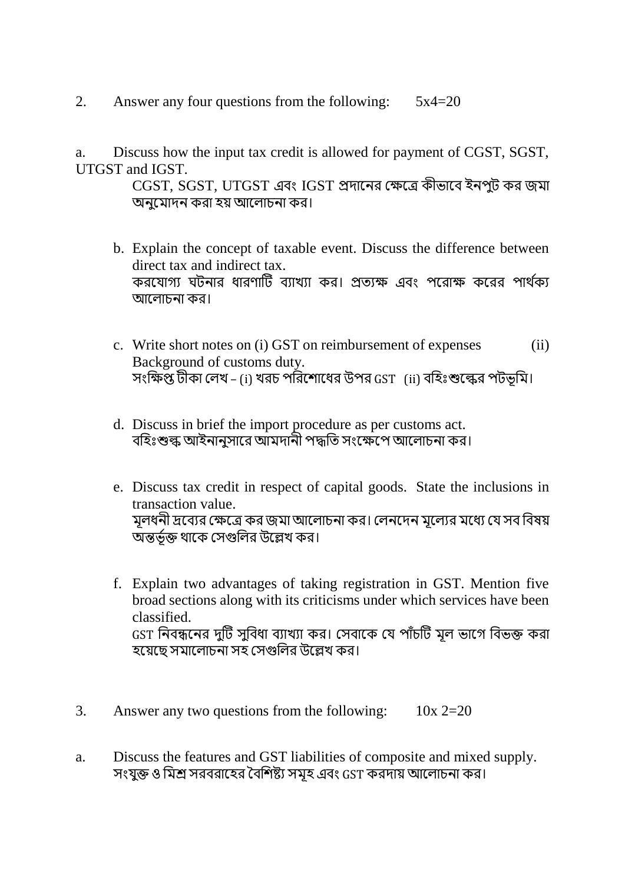2. Answer any four questions from the following: 5x4=20

a. Discuss how the input tax credit is allowed for payment of CGST, SGST, UTGST and IGST.

CGST, SGST, UTGST এবং IGST প্রদানের ক্ষেত্রে কীভাবে ইনপুট কর জমা অনুমোদন করা হয় আলোচনা কর।

b. Explain the concept of taxable event. Discuss the difference between direct tax and indirect tax.

করযোগ্য ঘটনার ধারণাটি ব্যাখ্যা কর। প্রত্যক্ষ এবং পরোক্ষ করের পার্থক্য আলোচনা কর।

c. Write short notes on (i) GST on reimbursement of expenses (ii) Background of customs duty.

সংক্ষিপ্ত টীকা লেখ – (i) খরচ পরিশোধের উপর GST (ii) বহিঃশুল্কের পটভূমি।

d. Discuss in brief the import procedure as per customs act.

বহিঃশুল্ক আইনানুসারে আমদানী পদ্ধতি সংক্ষেপে আলোচনা কর।

e. Discuss tax credit in respect of capital goods. State the inclusions in transaction value.

মূলধনী দ্রব্যের ক্ষেত্রে কর জমা আলোচনা কর। লেনদেন মূল্যের মধ্যে যে সব বিষয় অন্তর্ভূক্ত থাকে সেগুলির উল্লেখ কর।

f. Explain two advantages of taking registration in GST. Mention five broad sections along with its criticisms under which services have been classified.

GST নিবন্ধনের দুটি সুবিধা ব্যাখ্যা কর। সেবাকে যে পাঁচটি মূল ভাগে বিভক্ত করা হয়েছে সমালোচনা সহ সেগুলির উল্লেখ কর।

3. Answer any two questions from the following: 10x 2=20

a. Discuss the features and GST liabilities of composite and mixed supply.

সংযুক্ত ও মিশ্র সরবরাহের বৈশিষ্ট্য সমূহ এবং GST করদায় আলোচনা কর।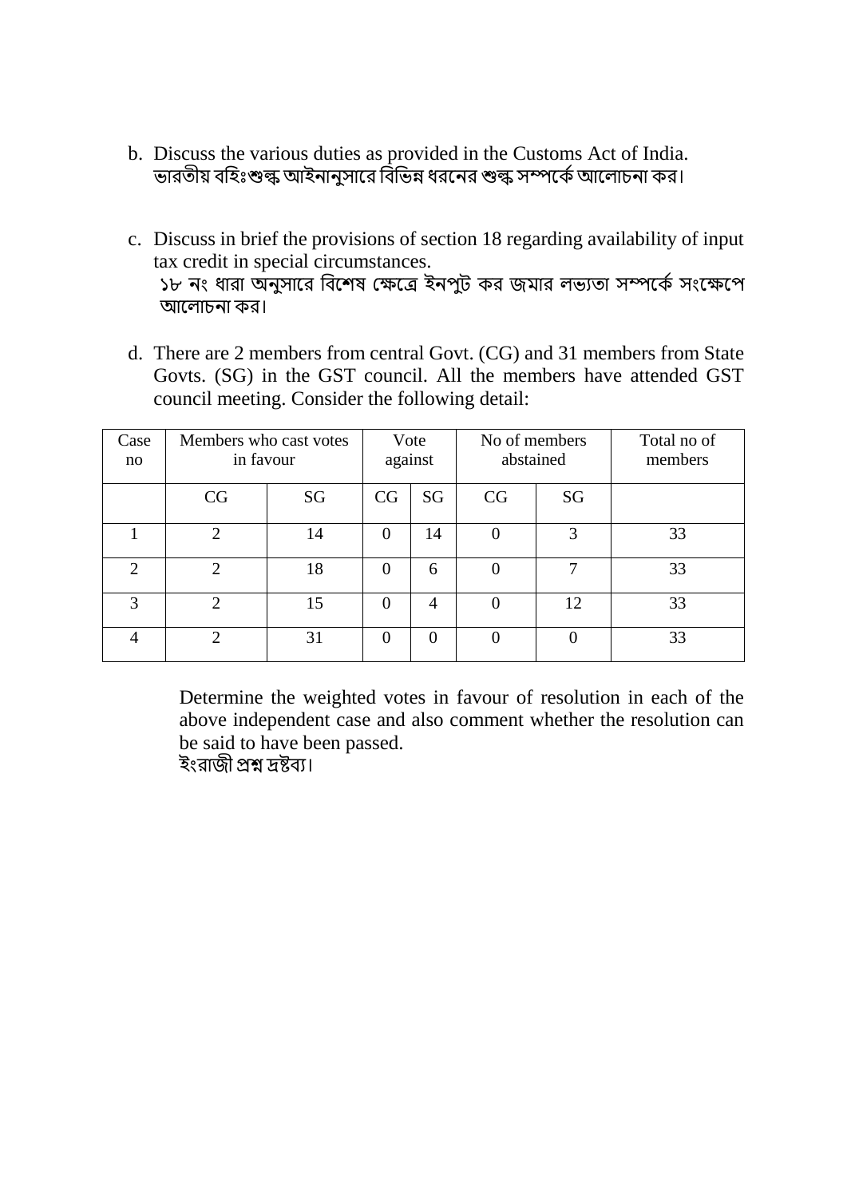b. Discuss the various duties as provided in the Customs Act of India.
ভারতীয় বহিঃশুল্ক আইনানুসারে বিভিন্ন ধরনের শুল্ক সম্পর্কে আলোচনা কর।

c. Discuss in brief the provisions of section 18 regarding availability of input tax credit in special circumstances.
১৮ নং ধারা অনুসারে বিশেষ ক্ষেত্রে ইনপুট কর জমার লভ্যতা সম্পর্কে সংক্ষেপে আলোচনা কর।

d. There are 2 members from central Govt. (CG) and 31 members from State Govts. (SG) in the GST council. All the members have attended GST council meeting. Consider the following detail:

| Case no | Members who cast votes in favour | | Vote against | | No of members abstained | | Total no of members |
|---|---|---|---|---|---|---|---|
| | CG | SG | CG | SG | CG | SG | |
| 1 | 2 | 14 | 0 | 14 | 0 | 3 | 33 |
| 2 | 2 | 18 | 0 | 6 | 0 | 7 | 33 |
| 3 | 2 | 15 | 0 | 4 | 0 | 12 | 33 |
| 4 | 2 | 31 | 0 | 0 | 0 | 0 | 33 |

Determine the weighted votes in favour of resolution in each of the above independent case and also comment whether the resolution can be said to have been passed.
ইংরাজী প্রশ্ন দ্রষ্টব্য।